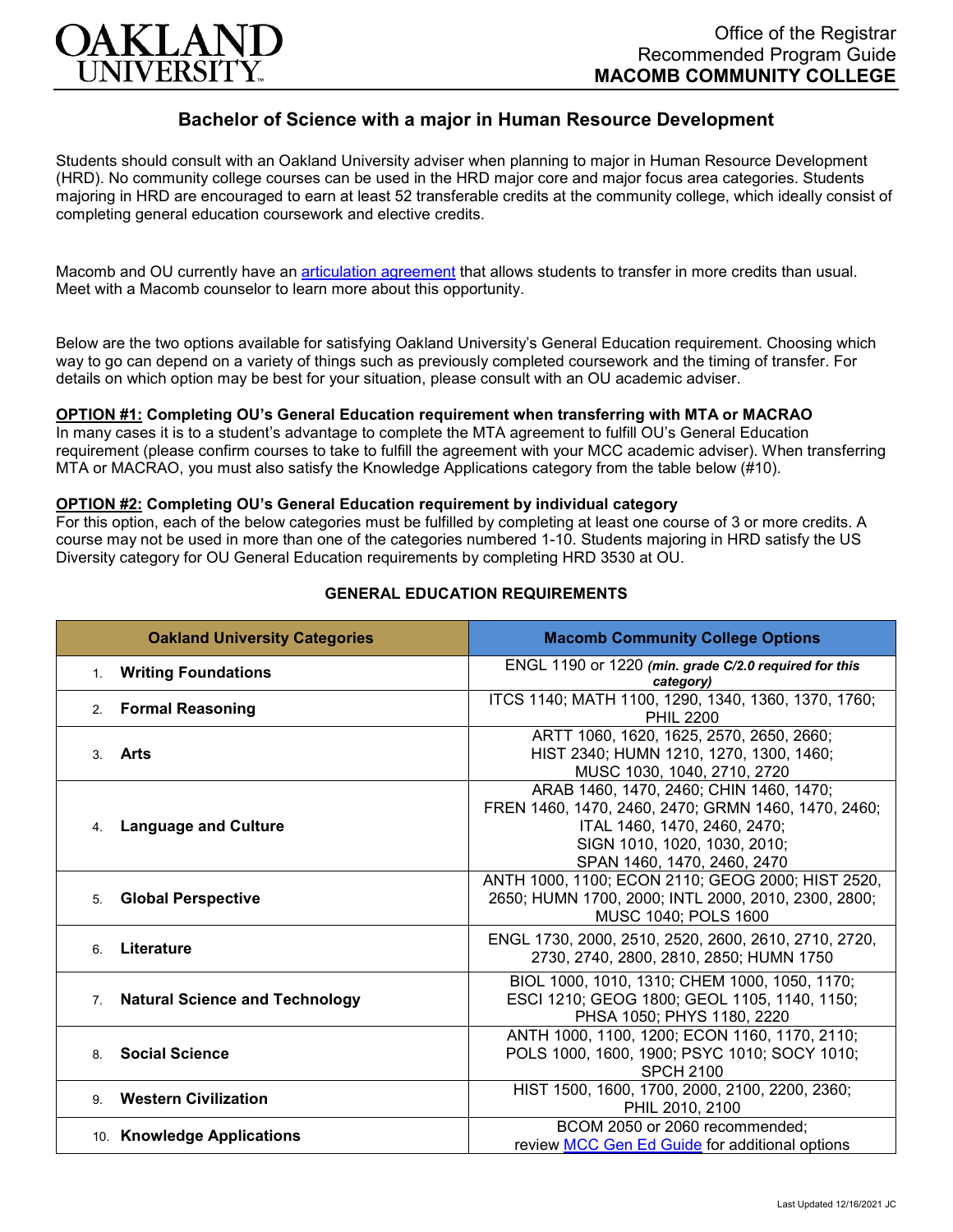OAKLAND UNIVERSITY

Office of the Registrar
Recommended Program Guide
**MACOMB COMMUNITY COLLEGE**

# Bachelor of Science with a major in Human Resource Development

Students should consult with an Oakland University adviser when planning to major in Human Resource Development (HRD). No community college courses can be used in the HRD major core and major focus area categories. Students majoring in HRD are encouraged to earn at least 52 transferable credits at the community college, which ideally consist of completing general education coursework and elective credits.

Macomb and OU currently have an [articulation agreement]() that allows students to transfer in more credits than usual. Meet with a Macomb counselor to learn more about this opportunity.

Below are the two options available for satisfying Oakland University's General Education requirement. Choosing which way to go can depend on a variety of things such as previously completed coursework and the timing of transfer. For details on which option may be best for your situation, please consult with an OU academic adviser.

**OPTION #1: Completing OU's General Education requirement when transferring with MTA or MACRAO**
In many cases it is to a student's advantage to complete the MTA agreement to fulfill OU's General Education requirement (please confirm courses to take to fulfill the agreement with your MCC academic adviser). When transferring MTA or MACRAO, you must also satisfy the Knowledge Applications category from the table below (#10).

**OPTION #2: Completing OU's General Education requirement by individual category**
For this option, each of the below categories must be fulfilled by completing at least one course of 3 or more credits. A course may not be used in more than one of the categories numbered 1-10. Students majoring in HRD satisfy the US Diversity category for OU General Education requirements by completing HRD 3530 at OU.

## GENERAL EDUCATION REQUIREMENTS

| Oakland University Categories | Macomb Community College Options |
|---|---|
| 1. **Writing Foundations** | ENGL 1190 or 1220 ***(min. grade C/2.0 required for this category)*** |
| 2. **Formal Reasoning** | ITCS 1140; MATH 1100, 1290, 1340, 1360, 1370, 1760; PHIL 2200 |
| 3. **Arts** | ARTT 1060, 1620, 1625, 2570, 2650, 2660; HIST 2340; HUMN 1210, 1270, 1300, 1460; MUSC 1030, 1040, 2710, 2720 |
| 4. **Language and Culture** | ARAB 1460, 1470, 2460; CHIN 1460, 1470; FREN 1460, 1470, 2460, 2470; GRMN 1460, 1470, 2460; ITAL 1460, 1470, 2460, 2470; SIGN 1010, 1020, 1030, 2010; SPAN 1460, 1470, 2460, 2470 |
| 5. **Global Perspective** | ANTH 1000, 1100; ECON 2110; GEOG 2000; HIST 2520, 2650; HUMN 1700, 2000; INTL 2000, 2010, 2300, 2800; MUSC 1040; POLS 1600 |
| 6. **Literature** | ENGL 1730, 2000, 2510, 2520, 2600, 2610, 2710, 2720, 2730, 2740, 2800, 2810, 2850; HUMN 1750 |
| 7. **Natural Science and Technology** | BIOL 1000, 1010, 1310; CHEM 1000, 1050, 1170; ESCI 1210; GEOG 1800; GEOL 1105, 1140, 1150; PHSA 1050; PHYS 1180, 2220 |
| 8. **Social Science** | ANTH 1000, 1100, 1200; ECON 1160, 1170, 2110; POLS 1000, 1600, 1900; PSYC 1010; SOCY 1010; SPCH 2100 |
| 9. **Western Civilization** | HIST 1500, 1600, 1700, 2000, 2100, 2200, 2360; PHIL 2010, 2100 |
| 10. **Knowledge Applications** | BCOM 2050 or 2060 recommended; review [MCC Gen Ed Guide]() for additional options |

Last Updated 12/16/2021 JC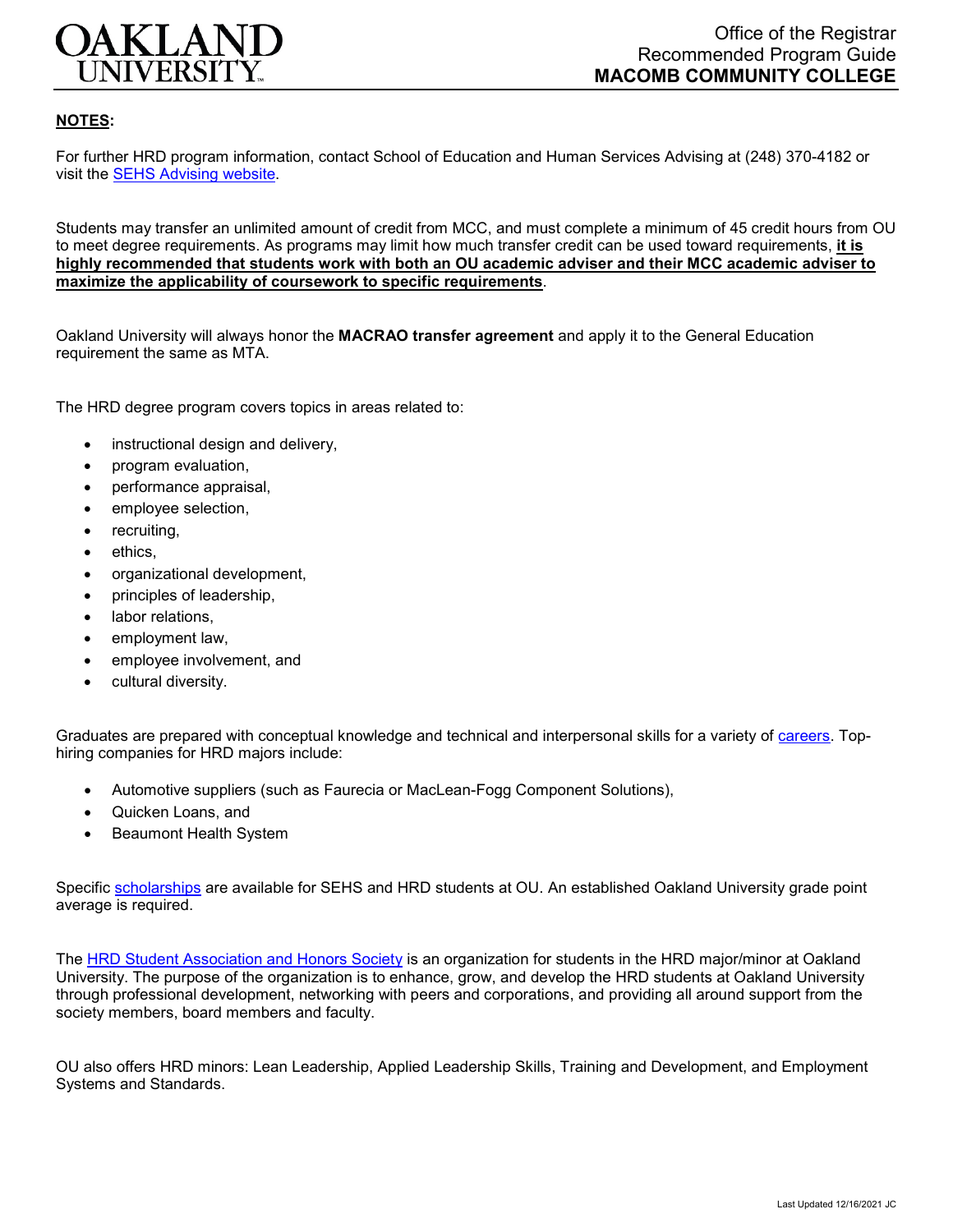**NOTES:**

For further HRD program information, contact School of Education and Human Services Advising at (248) 370-4182 or visit the SEHS Advising website.

Students may transfer an unlimited amount of credit from MCC, and must complete a minimum of 45 credit hours from OU to meet degree requirements. As programs may limit how much transfer credit can be used toward requirements, **it is highly recommended that students work with both an OU academic adviser and their MCC academic adviser to maximize the applicability of coursework to specific requirements**.

Oakland University will always honor the **MACRAO transfer agreement** and apply it to the General Education requirement the same as MTA.

The HRD degree program covers topics in areas related to:

- instructional design and delivery,
- program evaluation,
- performance appraisal,
- employee selection,
- recruiting,
- ethics,
- organizational development,
- principles of leadership,
- labor relations,
- employment law,
- employee involvement, and
- cultural diversity.

Graduates are prepared with conceptual knowledge and technical and interpersonal skills for a variety of careers. Top-hiring companies for HRD majors include:

- Automotive suppliers (such as Faurecia or MacLean-Fogg Component Solutions),
- Quicken Loans, and
- Beaumont Health System

Specific scholarships are available for SEHS and HRD students at OU. An established Oakland University grade point average is required.

The HRD Student Association and Honors Society is an organization for students in the HRD major/minor at Oakland University. The purpose of the organization is to enhance, grow, and develop the HRD students at Oakland University through professional development, networking with peers and corporations, and providing all around support from the society members, board members and faculty.

OU also offers HRD minors: Lean Leadership, Applied Leadership Skills, Training and Development, and Employment Systems and Standards.